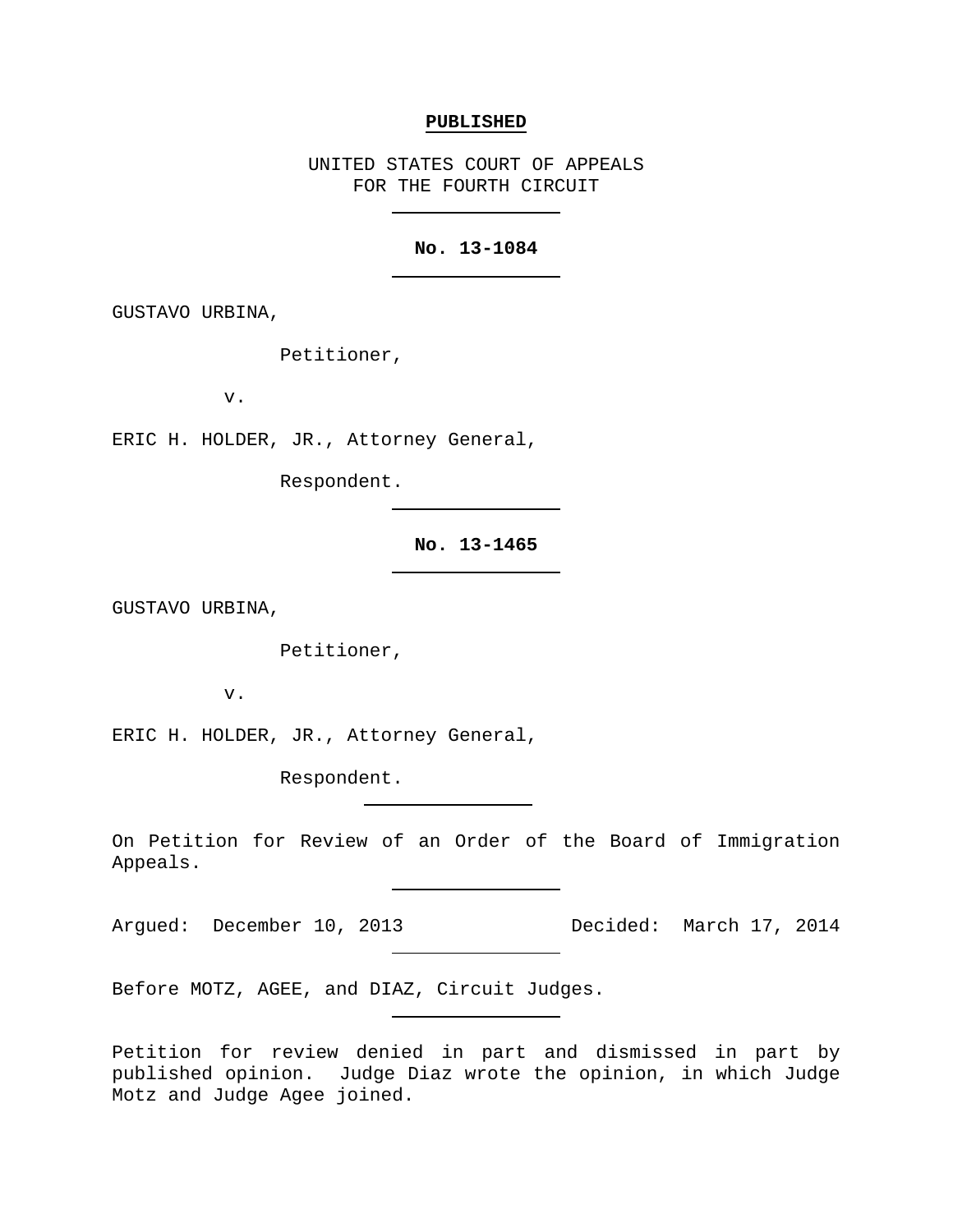**PUBLISHED**

UNITED STATES COURT OF APPEALS
FOR THE FOURTH CIRCUIT

---

**No. 13-1084**

---

GUSTAVO URBINA,

Petitioner,

v.

ERIC H. HOLDER, JR., Attorney General,

Respondent.

---

**No. 13-1465**

---

GUSTAVO URBINA,

Petitioner,

v.

ERIC H. HOLDER, JR., Attorney General,

Respondent.

---

On Petition for Review of an Order of the Board of Immigration Appeals.

---

Argued: December 10, 2013 Decided: March 17, 2014

---

Before MOTZ, AGEE, and DIAZ, Circuit Judges.

---

Petition for review denied in part and dismissed in part by published opinion. Judge Diaz wrote the opinion, in which Judge Motz and Judge Agee joined.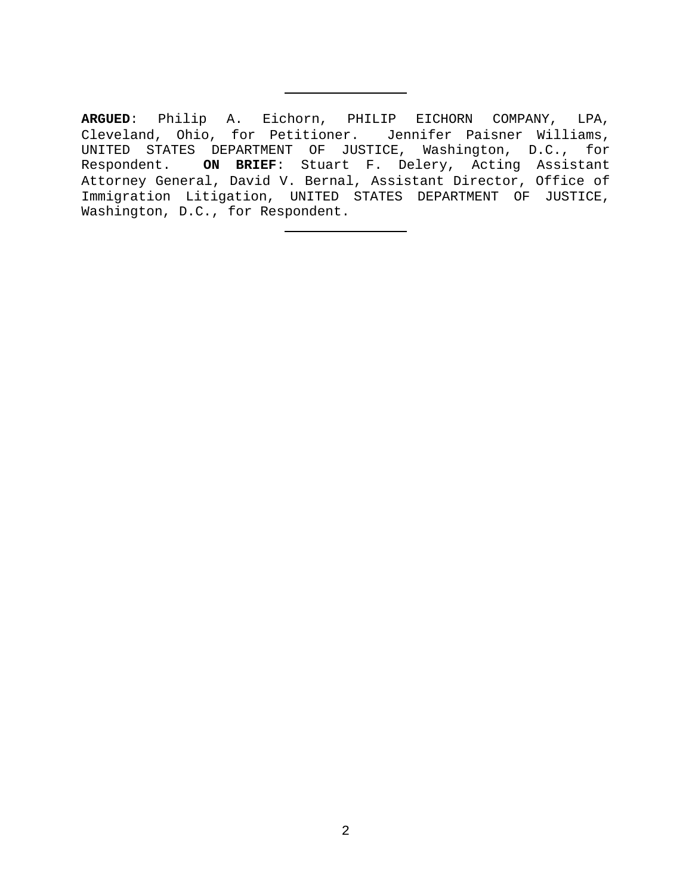---

**ARGUED**: Philip A. Eichorn, PHILIP EICHORN COMPANY, LPA, Cleveland, Ohio, for Petitioner. Jennifer Paisner Williams, UNITED STATES DEPARTMENT OF JUSTICE, Washington, D.C., for Respondent. **ON BRIEF**: Stuart F. Delery, Acting Assistant Attorney General, David V. Bernal, Assistant Director, Office of Immigration Litigation, UNITED STATES DEPARTMENT OF JUSTICE, Washington, D.C., for Respondent.

---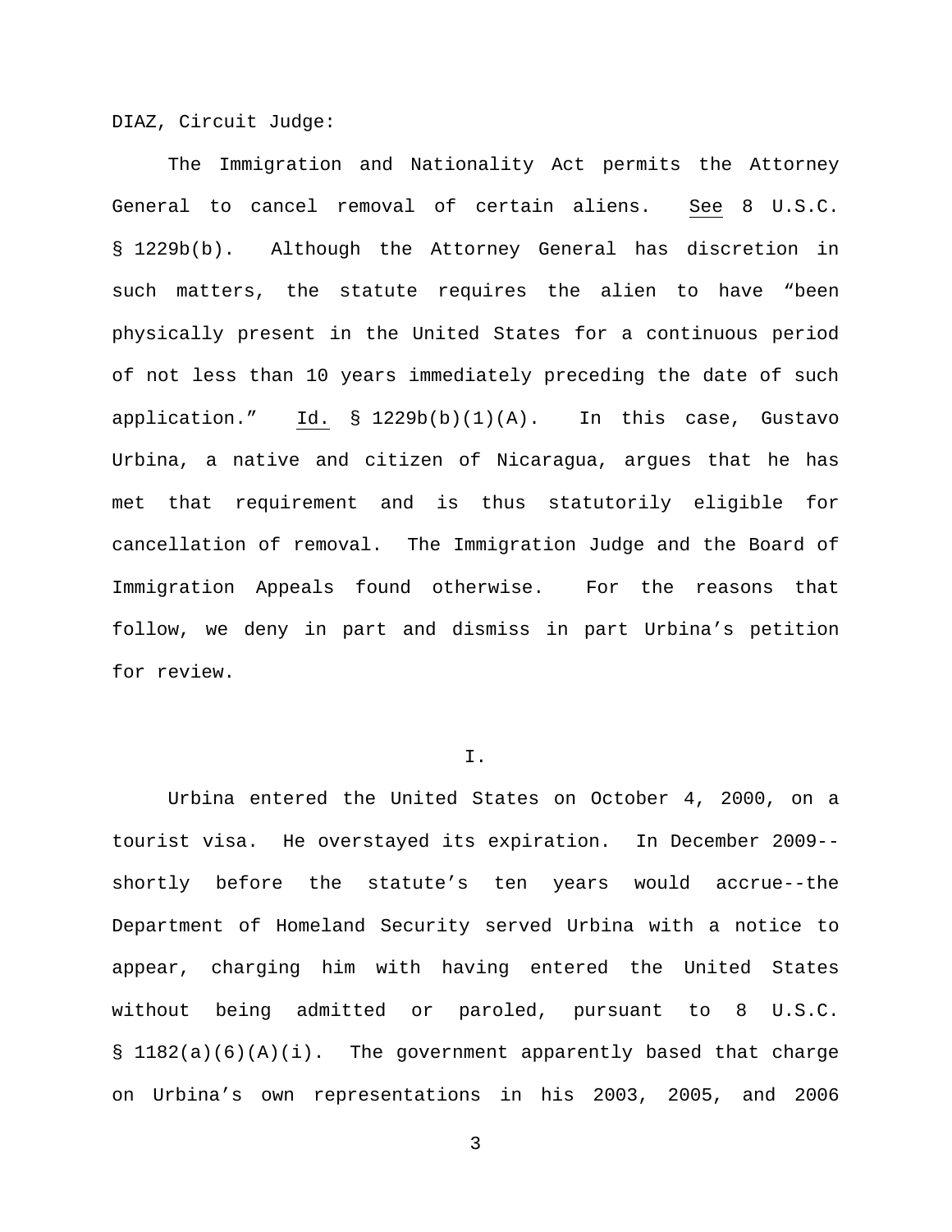DIAZ, Circuit Judge:

The Immigration and Nationality Act permits the Attorney General to cancel removal of certain aliens. See 8 U.S.C. § 1229b(b). Although the Attorney General has discretion in such matters, the statute requires the alien to have "been physically present in the United States for a continuous period of not less than 10 years immediately preceding the date of such application." Id. § 1229b(b)(1)(A). In this case, Gustavo Urbina, a native and citizen of Nicaragua, argues that he has met that requirement and is thus statutorily eligible for cancellation of removal. The Immigration Judge and the Board of Immigration Appeals found otherwise. For the reasons that follow, we deny in part and dismiss in part Urbina's petition for review.

## I.

Urbina entered the United States on October 4, 2000, on a tourist visa. He overstayed its expiration. In December 2009--shortly before the statute's ten years would accrue--the Department of Homeland Security served Urbina with a notice to appear, charging him with having entered the United States without being admitted or paroled, pursuant to 8 U.S.C. § 1182(a)(6)(A)(i). The government apparently based that charge on Urbina's own representations in his 2003, 2005, and 2006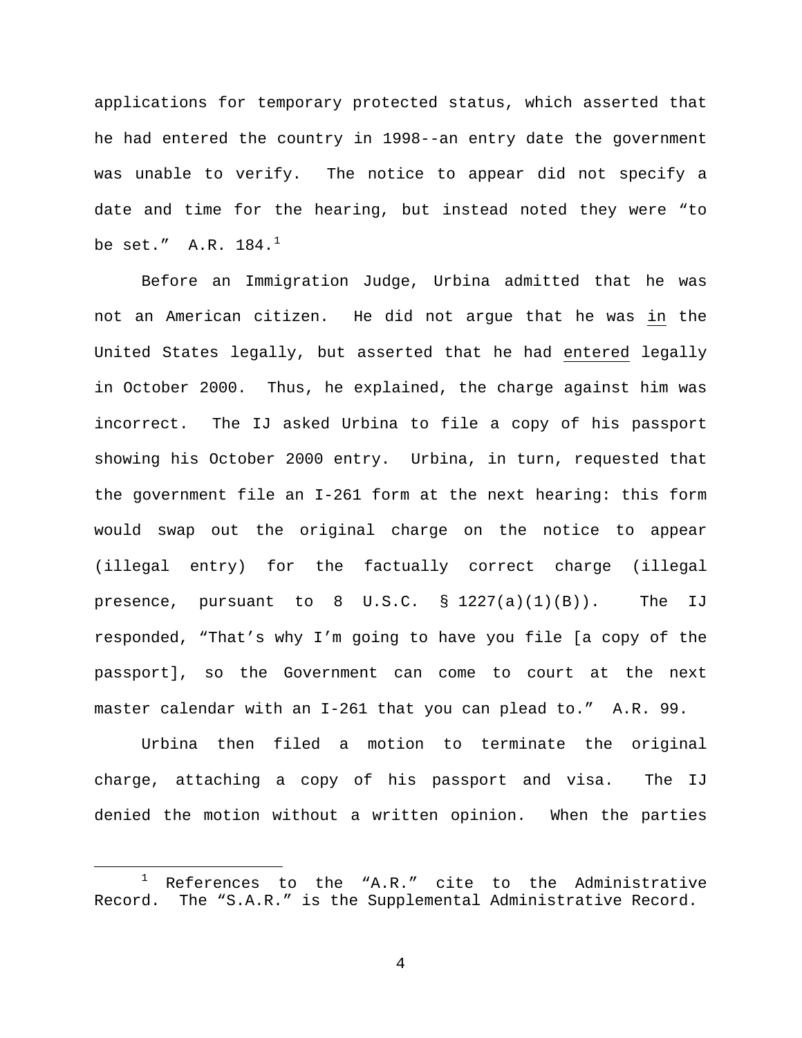applications for temporary protected status, which asserted that he had entered the country in 1998--an entry date the government was unable to verify. The notice to appear did not specify a date and time for the hearing, but instead noted they were "to be set." A.R. 184.[1]

Before an Immigration Judge, Urbina admitted that he was not an American citizen. He did not argue that he was <u>in</u> the United States legally, but asserted that he had <u>entered</u> legally in October 2000. Thus, he explained, the charge against him was incorrect. The IJ asked Urbina to file a copy of his passport showing his October 2000 entry. Urbina, in turn, requested that the government file an I-261 form at the next hearing: this form would swap out the original charge on the notice to appear (illegal entry) for the factually correct charge (illegal presence, pursuant to 8 U.S.C. § 1227(a)(1)(B)). The IJ responded, "That's why I'm going to have you file [a copy of the passport], so the Government can come to court at the next master calendar with an I-261 that you can plead to." A.R. 99.

Urbina then filed a motion to terminate the original charge, attaching a copy of his passport and visa. The IJ denied the motion without a written opinion. When the parties

---

[1] References to the "A.R." cite to the Administrative Record. The "S.A.R." is the Supplemental Administrative Record.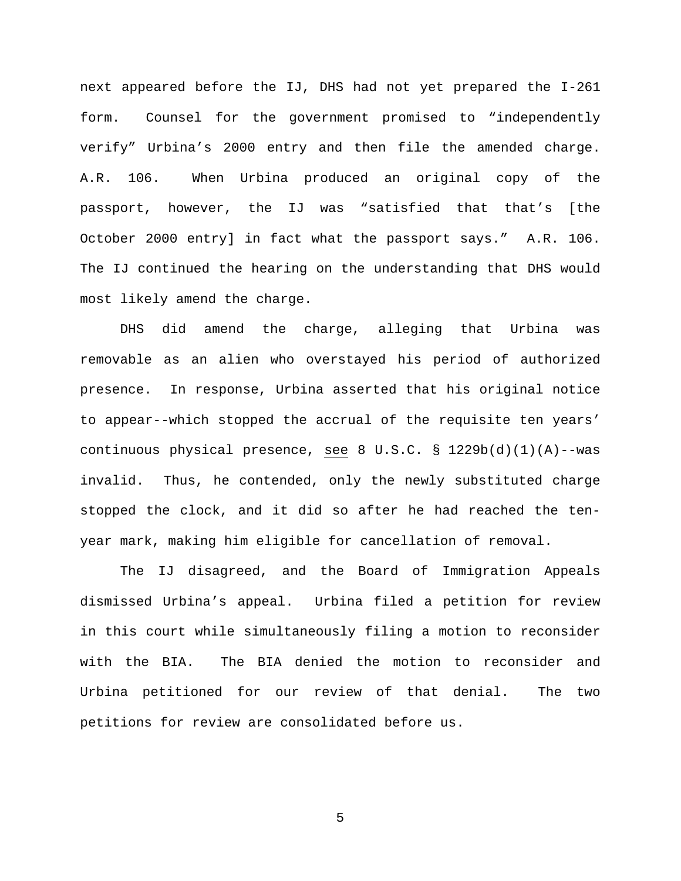next appeared before the IJ, DHS had not yet prepared the I-261 form. Counsel for the government promised to "independently verify" Urbina's 2000 entry and then file the amended charge. A.R. 106. When Urbina produced an original copy of the passport, however, the IJ was "satisfied that that's [the October 2000 entry] in fact what the passport says." A.R. 106. The IJ continued the hearing on the understanding that DHS would most likely amend the charge.

DHS did amend the charge, alleging that Urbina was removable as an alien who overstayed his period of authorized presence. In response, Urbina asserted that his original notice to appear--which stopped the accrual of the requisite ten years' continuous physical presence, see 8 U.S.C. § 1229b(d)(1)(A)--was invalid. Thus, he contended, only the newly substituted charge stopped the clock, and it did so after he had reached the ten-year mark, making him eligible for cancellation of removal.

The IJ disagreed, and the Board of Immigration Appeals dismissed Urbina's appeal. Urbina filed a petition for review in this court while simultaneously filing a motion to reconsider with the BIA. The BIA denied the motion to reconsider and Urbina petitioned for our review of that denial. The two petitions for review are consolidated before us.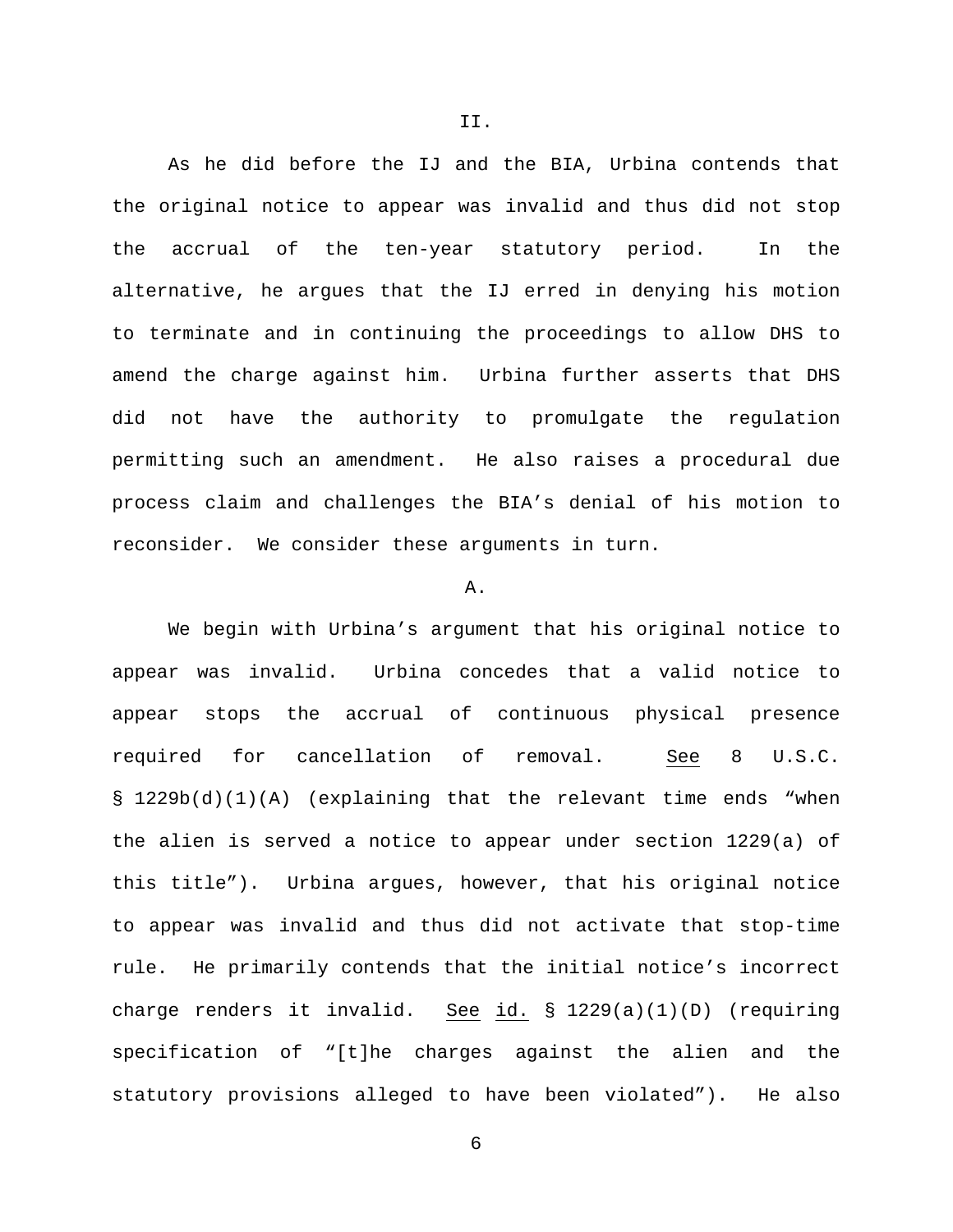II.

As he did before the IJ and the BIA, Urbina contends that the original notice to appear was invalid and thus did not stop the accrual of the ten-year statutory period. In the alternative, he argues that the IJ erred in denying his motion to terminate and in continuing the proceedings to allow DHS to amend the charge against him. Urbina further asserts that DHS did not have the authority to promulgate the regulation permitting such an amendment. He also raises a procedural due process claim and challenges the BIA's denial of his motion to reconsider. We consider these arguments in turn.

A.

We begin with Urbina's argument that his original notice to appear was invalid. Urbina concedes that a valid notice to appear stops the accrual of continuous physical presence required for cancellation of removal. See 8 U.S.C. § 1229b(d)(1)(A) (explaining that the relevant time ends "when the alien is served a notice to appear under section 1229(a) of this title"). Urbina argues, however, that his original notice to appear was invalid and thus did not activate that stop-time rule. He primarily contends that the initial notice's incorrect charge renders it invalid. See id. § 1229(a)(1)(D) (requiring specification of "[t]he charges against the alien and the statutory provisions alleged to have been violated"). He also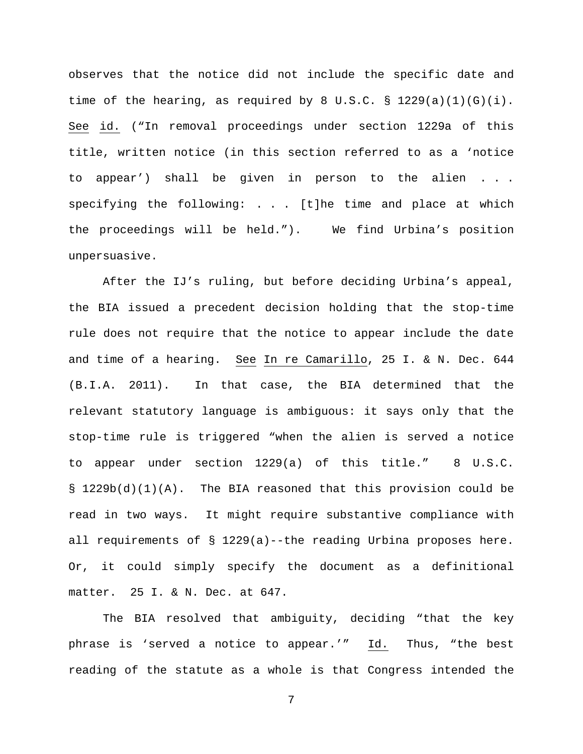observes that the notice did not include the specific date and time of the hearing, as required by 8 U.S.C. § 1229(a)(1)(G)(i). See id. ("In removal proceedings under section 1229a of this title, written notice (in this section referred to as a 'notice to appear') shall be given in person to the alien . . . specifying the following: . . . [t]he time and place at which the proceedings will be held."). We find Urbina's position unpersuasive.

After the IJ's ruling, but before deciding Urbina's appeal, the BIA issued a precedent decision holding that the stop-time rule does not require that the notice to appear include the date and time of a hearing. See In re Camarillo, 25 I. & N. Dec. 644 (B.I.A. 2011). In that case, the BIA determined that the relevant statutory language is ambiguous: it says only that the stop-time rule is triggered "when the alien is served a notice to appear under section 1229(a) of this title." 8 U.S.C. § 1229b(d)(1)(A). The BIA reasoned that this provision could be read in two ways. It might require substantive compliance with all requirements of § 1229(a)--the reading Urbina proposes here. Or, it could simply specify the document as a definitional matter. 25 I. & N. Dec. at 647.

The BIA resolved that ambiguity, deciding "that the key phrase is 'served a notice to appear.'" Id. Thus, "the best reading of the statute as a whole is that Congress intended the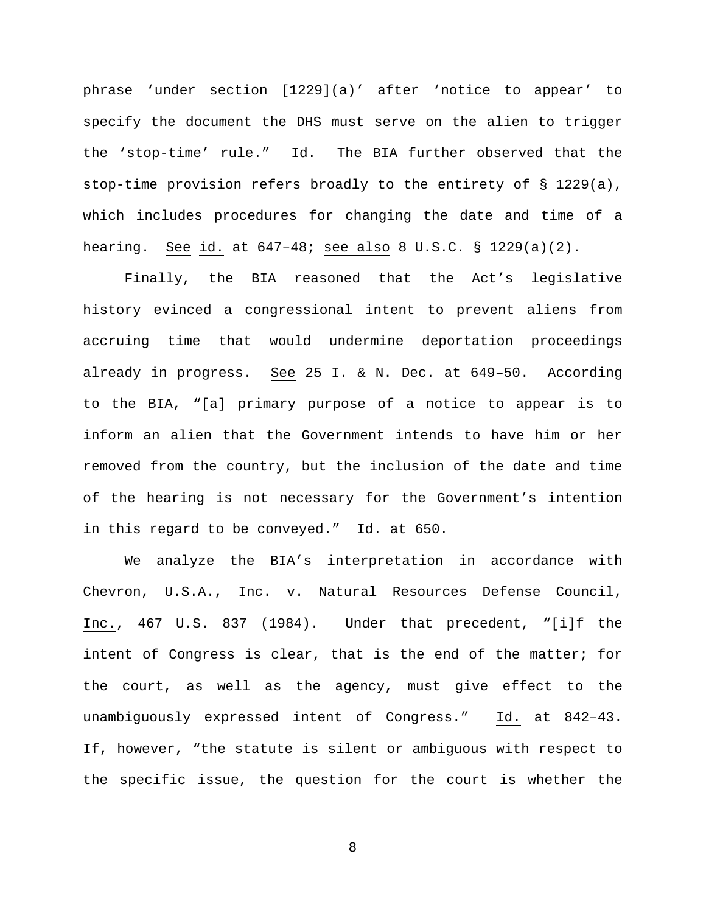phrase 'under section [1229](a)' after 'notice to appear' to specify the document the DHS must serve on the alien to trigger the 'stop-time' rule." Id. The BIA further observed that the stop-time provision refers broadly to the entirety of § 1229(a), which includes procedures for changing the date and time of a hearing. See id. at 647–48; see also 8 U.S.C. § 1229(a)(2).

Finally, the BIA reasoned that the Act's legislative history evinced a congressional intent to prevent aliens from accruing time that would undermine deportation proceedings already in progress. See 25 I. & N. Dec. at 649–50. According to the BIA, "[a] primary purpose of a notice to appear is to inform an alien that the Government intends to have him or her removed from the country, but the inclusion of the date and time of the hearing is not necessary for the Government's intention in this regard to be conveyed." Id. at 650.

We analyze the BIA's interpretation in accordance with Chevron, U.S.A., Inc. v. Natural Resources Defense Council, Inc., 467 U.S. 837 (1984). Under that precedent, "[i]f the intent of Congress is clear, that is the end of the matter; for the court, as well as the agency, must give effect to the unambiguously expressed intent of Congress." Id. at 842–43. If, however, "the statute is silent or ambiguous with respect to the specific issue, the question for the court is whether the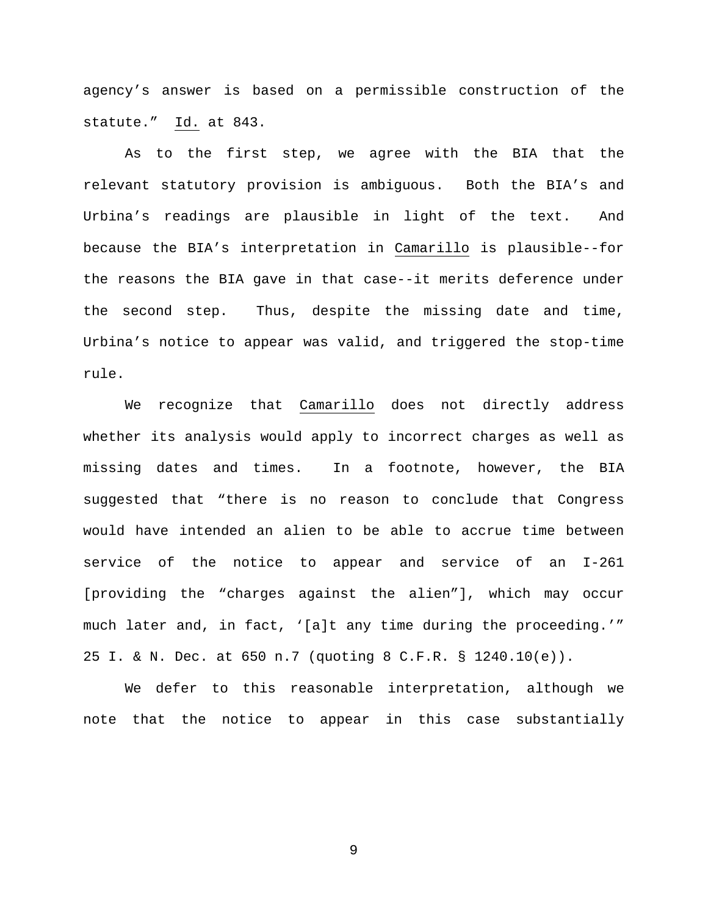agency's answer is based on a permissible construction of the statute." Id. at 843.

As to the first step, we agree with the BIA that the relevant statutory provision is ambiguous. Both the BIA's and Urbina's readings are plausible in light of the text. And because the BIA's interpretation in Camarillo is plausible--for the reasons the BIA gave in that case--it merits deference under the second step. Thus, despite the missing date and time, Urbina's notice to appear was valid, and triggered the stop-time rule.

We recognize that Camarillo does not directly address whether its analysis would apply to incorrect charges as well as missing dates and times. In a footnote, however, the BIA suggested that "there is no reason to conclude that Congress would have intended an alien to be able to accrue time between service of the notice to appear and service of an I-261 [providing the "charges against the alien"], which may occur much later and, in fact, '[a]t any time during the proceeding.'" 25 I. & N. Dec. at 650 n.7 (quoting 8 C.F.R. § 1240.10(e)).

We defer to this reasonable interpretation, although we note that the notice to appear in this case substantially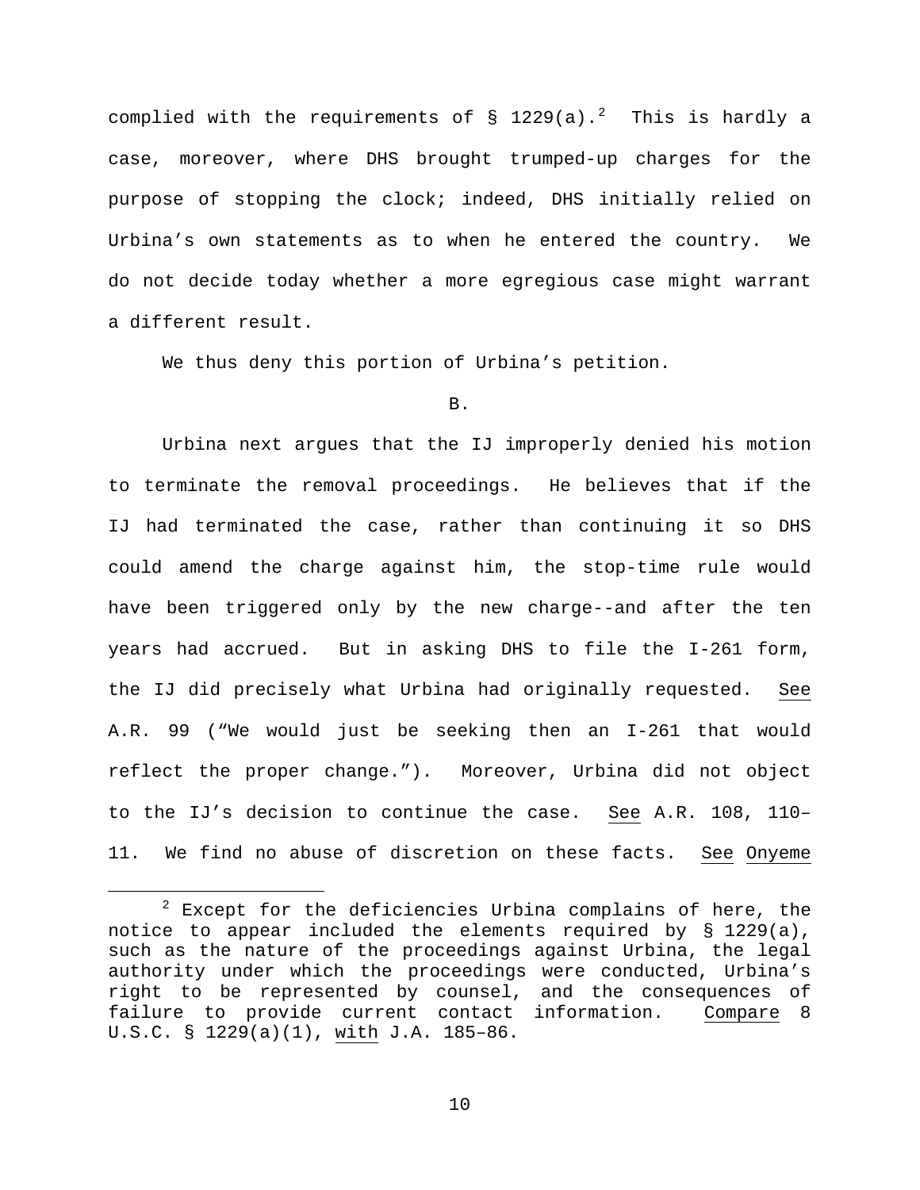complied with the requirements of § 1229(a).[2] This is hardly a case, moreover, where DHS brought trumped-up charges for the purpose of stopping the clock; indeed, DHS initially relied on Urbina's own statements as to when he entered the country. We do not decide today whether a more egregious case might warrant a different result.

We thus deny this portion of Urbina's petition.

B.

Urbina next argues that the IJ improperly denied his motion to terminate the removal proceedings. He believes that if the IJ had terminated the case, rather than continuing it so DHS could amend the charge against him, the stop-time rule would have been triggered only by the new charge--and after the ten years had accrued. But in asking DHS to file the I-261 form, the IJ did precisely what Urbina had originally requested. See A.R. 99 ("We would just be seeking then an I-261 that would reflect the proper change."). Moreover, Urbina did not object to the IJ's decision to continue the case. See A.R. 108, 110–11. We find no abuse of discretion on these facts. See Onyeme

---

[2] Except for the deficiencies Urbina complains of here, the notice to appear included the elements required by § 1229(a), such as the nature of the proceedings against Urbina, the legal authority under which the proceedings were conducted, Urbina's right to be represented by counsel, and the consequences of failure to provide current contact information. Compare 8 U.S.C. § 1229(a)(1), with J.A. 185–86.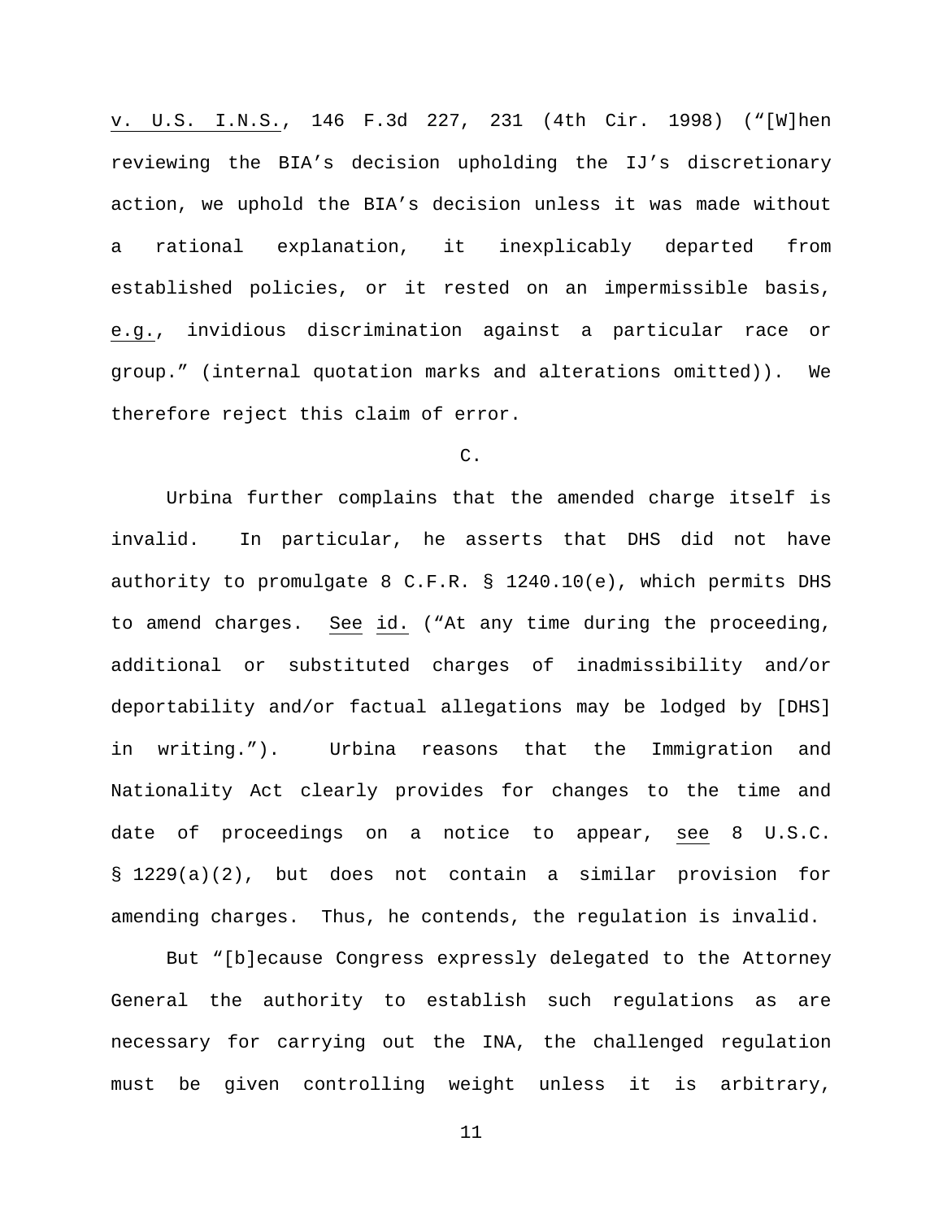v. U.S. I.N.S., 146 F.3d 227, 231 (4th Cir. 1998) ("[W]hen reviewing the BIA's decision upholding the IJ's discretionary action, we uphold the BIA's decision unless it was made without a rational explanation, it inexplicably departed from established policies, or it rested on an impermissible basis, e.g., invidious discrimination against a particular race or group." (internal quotation marks and alterations omitted)). We therefore reject this claim of error.

C.

Urbina further complains that the amended charge itself is invalid. In particular, he asserts that DHS did not have authority to promulgate 8 C.F.R. § 1240.10(e), which permits DHS to amend charges. See id. ("At any time during the proceeding, additional or substituted charges of inadmissibility and/or deportability and/or factual allegations may be lodged by [DHS] in writing."). Urbina reasons that the Immigration and Nationality Act clearly provides for changes to the time and date of proceedings on a notice to appear, see 8 U.S.C. § 1229(a)(2), but does not contain a similar provision for amending charges. Thus, he contends, the regulation is invalid.

But "[b]ecause Congress expressly delegated to the Attorney General the authority to establish such regulations as are necessary for carrying out the INA, the challenged regulation must be given controlling weight unless it is arbitrary,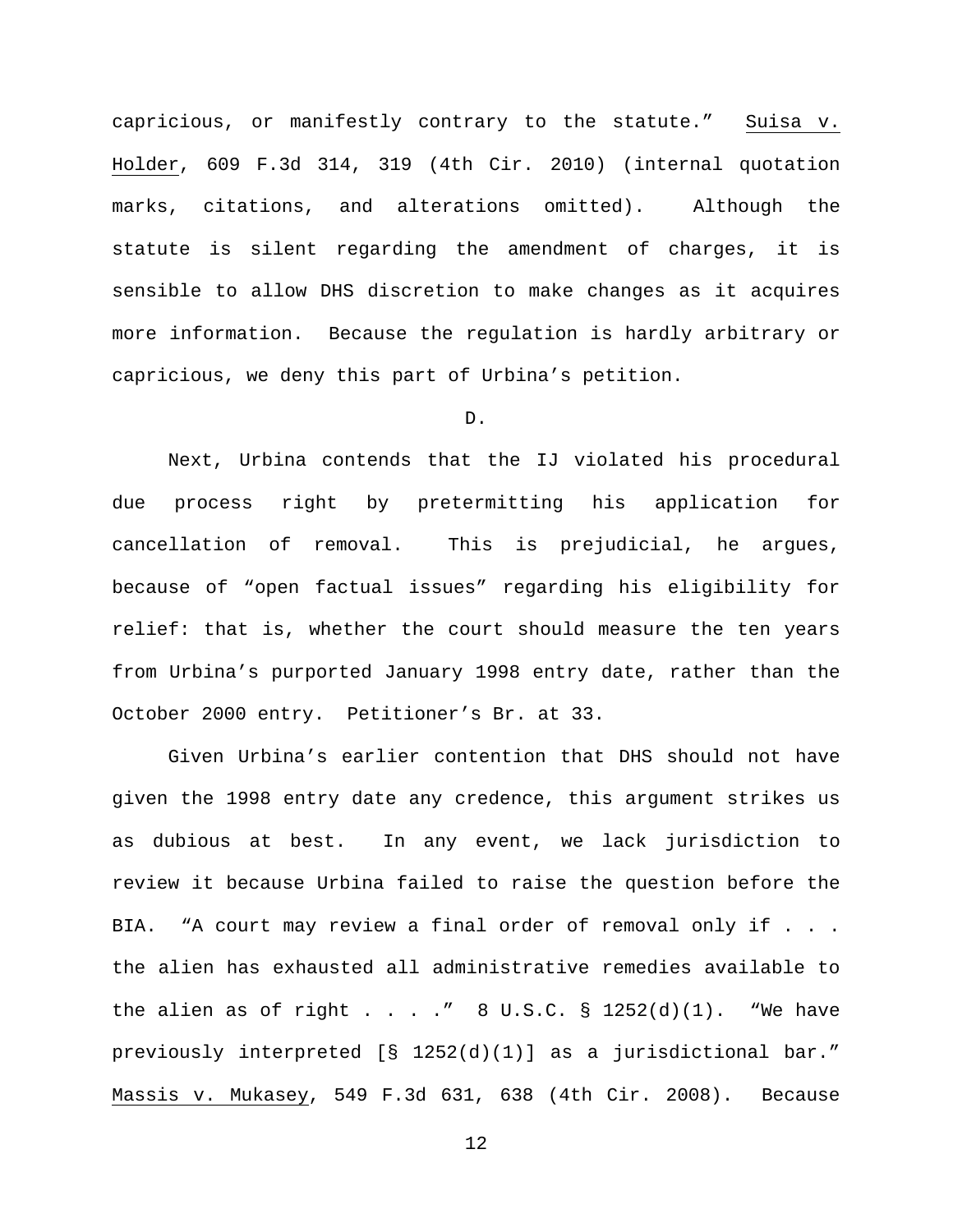capricious, or manifestly contrary to the statute." Suisa v. Holder, 609 F.3d 314, 319 (4th Cir. 2010) (internal quotation marks, citations, and alterations omitted). Although the statute is silent regarding the amendment of charges, it is sensible to allow DHS discretion to make changes as it acquires more information. Because the regulation is hardly arbitrary or capricious, we deny this part of Urbina's petition.

D.

Next, Urbina contends that the IJ violated his procedural due process right by pretermitting his application for cancellation of removal. This is prejudicial, he argues, because of "open factual issues" regarding his eligibility for relief: that is, whether the court should measure the ten years from Urbina's purported January 1998 entry date, rather than the October 2000 entry. Petitioner's Br. at 33.

Given Urbina's earlier contention that DHS should not have given the 1998 entry date any credence, this argument strikes us as dubious at best. In any event, we lack jurisdiction to review it because Urbina failed to raise the question before the BIA. "A court may review a final order of removal only if . . . the alien has exhausted all administrative remedies available to the alien as of right . . . ." 8 U.S.C. § 1252(d)(1). "We have previously interpreted [§ 1252(d)(1)] as a jurisdictional bar." Massis v. Mukasey, 549 F.3d 631, 638 (4th Cir. 2008). Because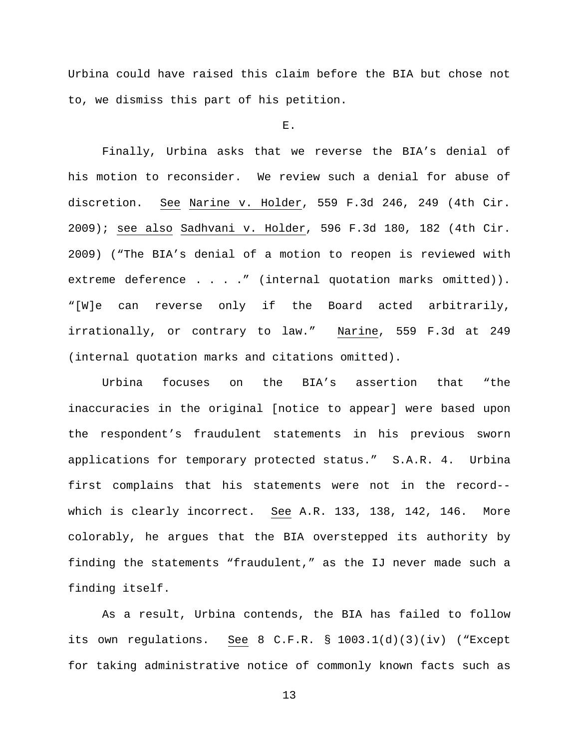Urbina could have raised this claim before the BIA but chose not to, we dismiss this part of his petition.

E.

Finally, Urbina asks that we reverse the BIA's denial of his motion to reconsider. We review such a denial for abuse of discretion. See Narine v. Holder, 559 F.3d 246, 249 (4th Cir. 2009); see also Sadhvani v. Holder, 596 F.3d 180, 182 (4th Cir. 2009) ("The BIA's denial of a motion to reopen is reviewed with extreme deference . . . ." (internal quotation marks omitted)). "[W]e can reverse only if the Board acted arbitrarily, irrationally, or contrary to law." Narine, 559 F.3d at 249 (internal quotation marks and citations omitted).

Urbina focuses on the BIA's assertion that "the inaccuracies in the original [notice to appear] were based upon the respondent's fraudulent statements in his previous sworn applications for temporary protected status." S.A.R. 4. Urbina first complains that his statements were not in the record--which is clearly incorrect. See A.R. 133, 138, 142, 146. More colorably, he argues that the BIA overstepped its authority by finding the statements "fraudulent," as the IJ never made such a finding itself.

As a result, Urbina contends, the BIA has failed to follow its own regulations. See 8 C.F.R. § 1003.1(d)(3)(iv) ("Except for taking administrative notice of commonly known facts such as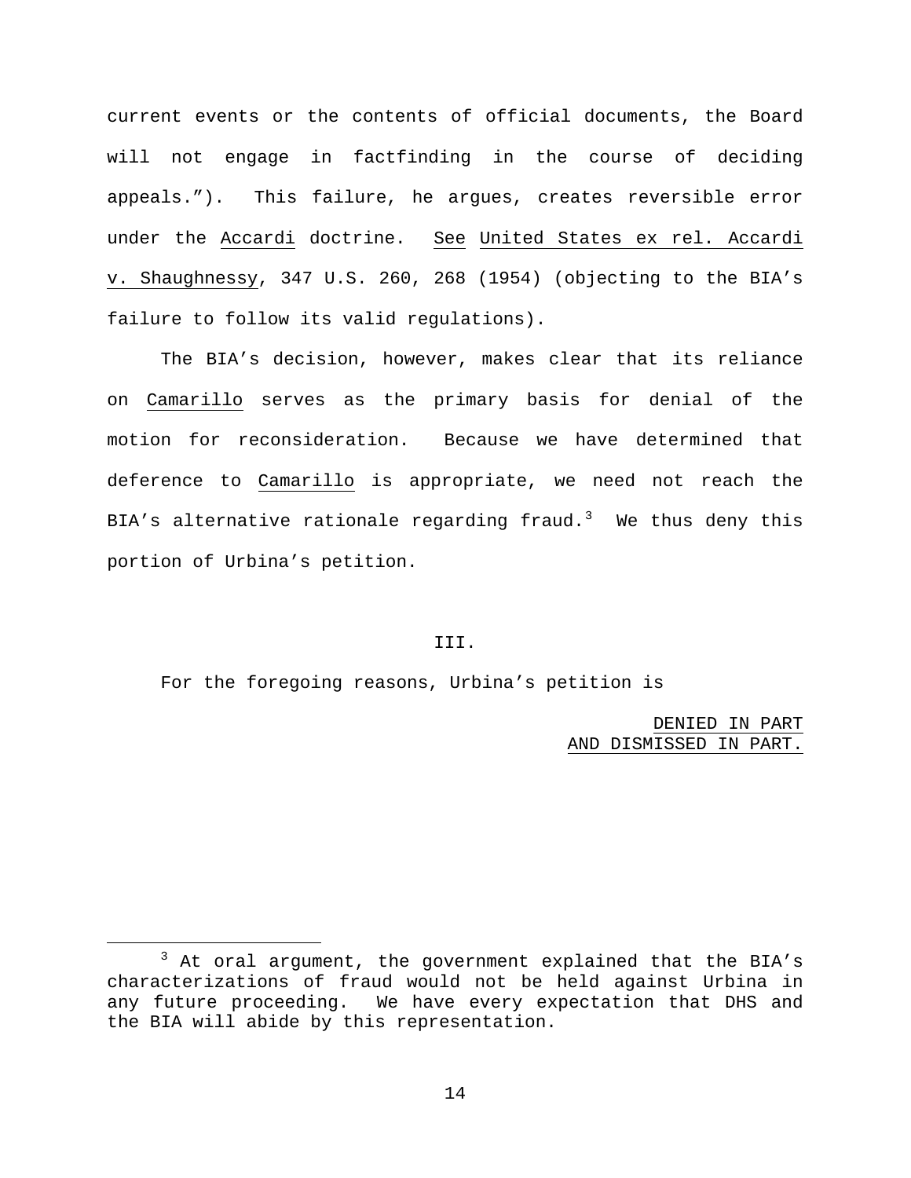current events or the contents of official documents, the Board will not engage in factfinding in the course of deciding appeals."). This failure, he argues, creates reversible error under the Accardi doctrine. See United States ex rel. Accardi v. Shaughnessy, 347 U.S. 260, 268 (1954) (objecting to the BIA's failure to follow its valid regulations).

The BIA's decision, however, makes clear that its reliance on Camarillo serves as the primary basis for denial of the motion for reconsideration. Because we have determined that deference to Camarillo is appropriate, we need not reach the BIA's alternative rationale regarding fraud.[3] We thus deny this portion of Urbina's petition.

III.

For the foregoing reasons, Urbina's petition is

DENIED IN PART AND DISMISSED IN PART.

[3] At oral argument, the government explained that the BIA's characterizations of fraud would not be held against Urbina in any future proceeding. We have every expectation that DHS and the BIA will abide by this representation.